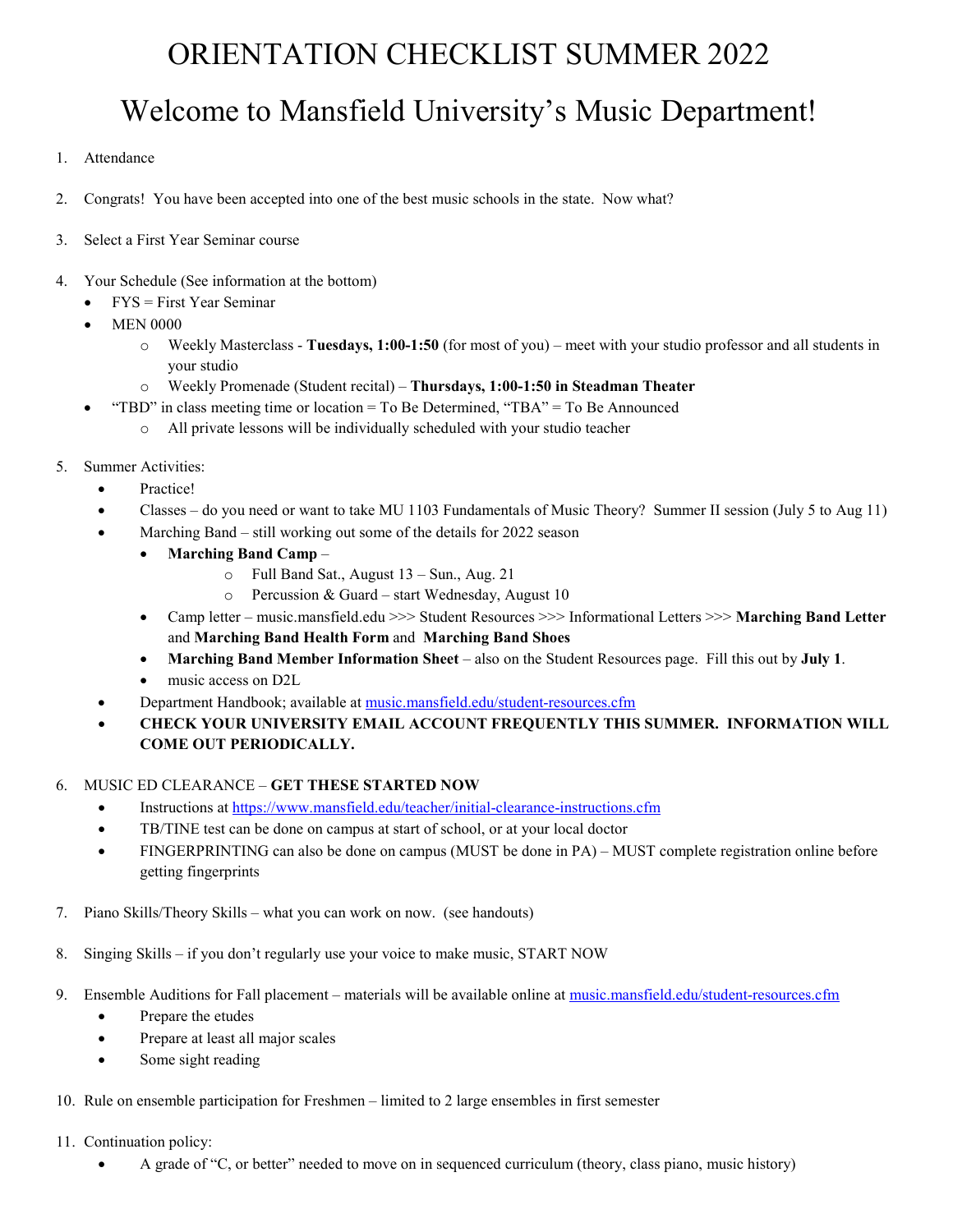# ORIENTATION CHECKLIST SUMMER 2022

# Welcome to Mansfield University's Music Department!

1. Attendance

2. Congrats! You have been accepted into one of the best music schools in the state. Now what?

3. Select a First Year Seminar course

4. Your Schedule (See information at the bottom)
   - FYS = First Year Seminar
   - MEN 0000
     - Weekly Masterclass - **Tuesdays, 1:00-1:50** (for most of you) – meet with your studio professor and all students in your studio
     - Weekly Promenade (Student recital) – **Thursdays, 1:00-1:50 in Steadman Theater**
   - "TBD" in class meeting time or location = To Be Determined, "TBA" = To Be Announced
     - All private lessons will be individually scheduled with your studio teacher

5. Summer Activities:
   - Practice!
   - Classes – do you need or want to take MU 1103 Fundamentals of Music Theory? Summer II session (July 5 to Aug 11)
   - Marching Band – still working out some of the details for 2022 season
     - **Marching Band Camp** –
       - Full Band Sat., August 13 – Sun., Aug. 21
       - Percussion & Guard – start Wednesday, August 10
     - Camp letter – music.mansfield.edu >>> Student Resources >>> Informational Letters >>> **Marching Band Letter** and **Marching Band Health Form** and **Marching Band Shoes**
     - **Marching Band Member Information Sheet** – also on the Student Resources page. Fill this out by **July 1**.
     - music access on D2L
   - Department Handbook; available at [music.mansfield.edu/student-resources.cfm](music.mansfield.edu/student-resources.cfm)
   - **CHECK YOUR UNIVERSITY EMAIL ACCOUNT FREQUENTLY THIS SUMMER. INFORMATION WILL COME OUT PERIODICALLY.**

6. MUSIC ED CLEARANCE – **GET THESE STARTED NOW**
   - Instructions at [https://www.mansfield.edu/teacher/initial-clearance-instructions.cfm](https://www.mansfield.edu/teacher/initial-clearance-instructions.cfm)
   - TB/TINE test can be done on campus at start of school, or at your local doctor
   - FINGERPRINTING can also be done on campus (MUST be done in PA) – MUST complete registration online before getting fingerprints

7. Piano Skills/Theory Skills – what you can work on now. (see handouts)

8. Singing Skills – if you don't regularly use your voice to make music, START NOW

9. Ensemble Auditions for Fall placement – materials will be available online at [music.mansfield.edu/student-resources.cfm](music.mansfield.edu/student-resources.cfm)
   - Prepare the etudes
   - Prepare at least all major scales
   - Some sight reading

10. Rule on ensemble participation for Freshmen – limited to 2 large ensembles in first semester

11. Continuation policy:
    - A grade of "C, or better" needed to move on in sequenced curriculum (theory, class piano, music history)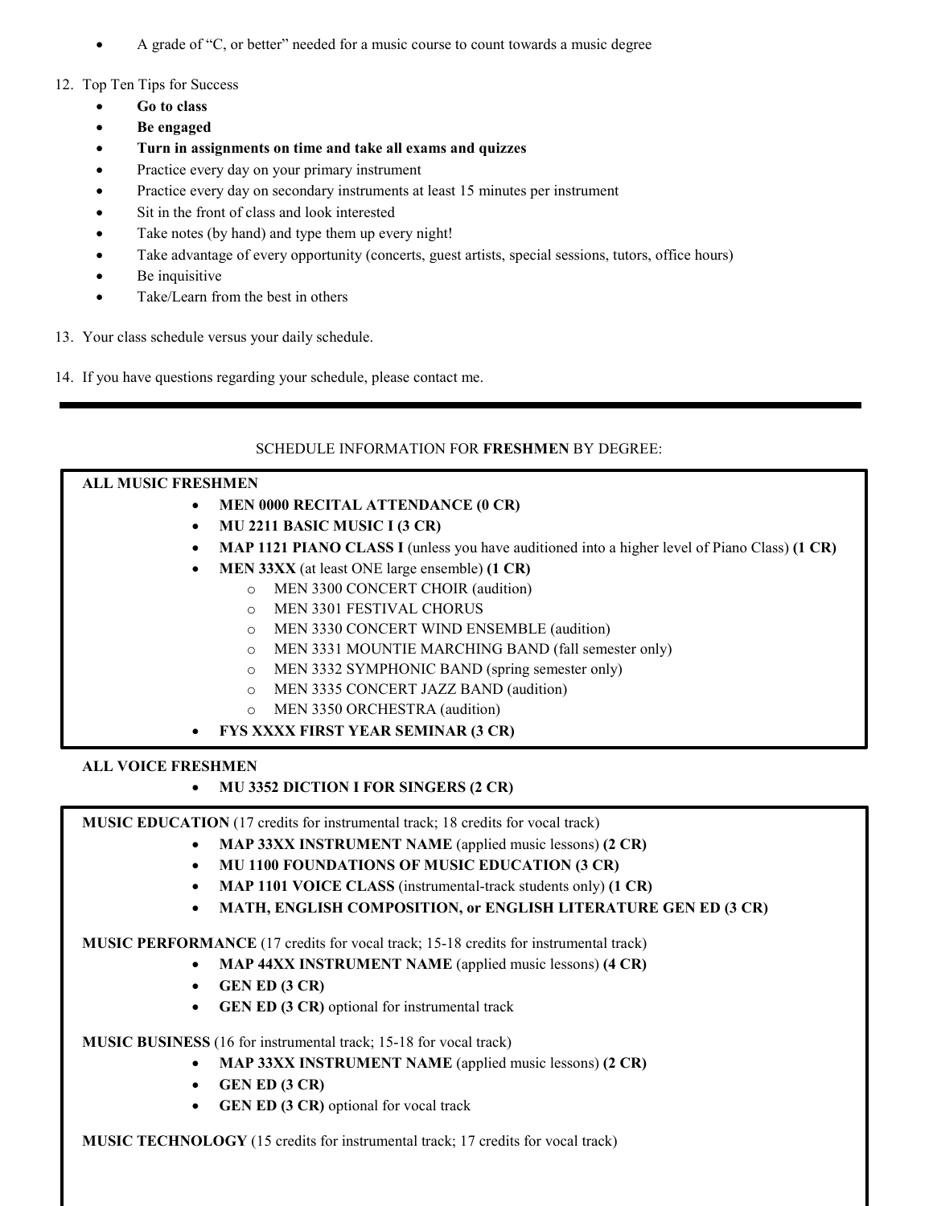- A grade of "C, or better" needed for a music course to count towards a music degree

12. Top Ten Tips for Success
    - **Go to class**
    - **Be engaged**
    - **Turn in assignments on time and take all exams and quizzes**
    - Practice every day on your primary instrument
    - Practice every day on secondary instruments at least 15 minutes per instrument
    - Sit in the front of class and look interested
    - Take notes (by hand) and type them up every night!
    - Take advantage of every opportunity (concerts, guest artists, special sessions, tutors, office hours)
    - Be inquisitive
    - Take/Learn from the best in others

13. Your class schedule versus your daily schedule.

14. If you have questions regarding your schedule, please contact me.

---

SCHEDULE INFORMATION FOR **FRESHMEN** BY DEGREE:

**ALL MUSIC FRESHMEN**

- **MEN 0000 RECITAL ATTENDANCE (0 CR)**
- **MU 2211 BASIC MUSIC I (3 CR)**
- **MAP 1121 PIANO CLASS I** (unless you have auditioned into a higher level of Piano Class) **(1 CR)**
- **MEN 33XX** (at least ONE large ensemble) **(1 CR)**
  - MEN 3300 CONCERT CHOIR (audition)
  - MEN 3301 FESTIVAL CHORUS
  - MEN 3330 CONCERT WIND ENSEMBLE (audition)
  - MEN 3331 MOUNTIE MARCHING BAND (fall semester only)
  - MEN 3332 SYMPHONIC BAND (spring semester only)
  - MEN 3335 CONCERT JAZZ BAND (audition)
  - MEN 3350 ORCHESTRA (audition)
- **FYS XXXX FIRST YEAR SEMINAR (3 CR)**

**ALL VOICE FRESHMEN**

- **MU 3352 DICTION I FOR SINGERS (2 CR)**

**MUSIC EDUCATION** (17 credits for instrumental track; 18 credits for vocal track)

- **MAP 33XX INSTRUMENT NAME** (applied music lessons) **(2 CR)**
- **MU 1100 FOUNDATIONS OF MUSIC EDUCATION (3 CR)**
- **MAP 1101 VOICE CLASS** (instrumental-track students only) **(1 CR)**
- **MATH, ENGLISH COMPOSITION, or ENGLISH LITERATURE GEN ED (3 CR)**

**MUSIC PERFORMANCE** (17 credits for vocal track; 15-18 credits for instrumental track)

- **MAP 44XX INSTRUMENT NAME** (applied music lessons) **(4 CR)**
- **GEN ED (3 CR)**
- **GEN ED (3 CR)** optional for instrumental track

**MUSIC BUSINESS** (16 for instrumental track; 15-18 for vocal track)

- **MAP 33XX INSTRUMENT NAME** (applied music lessons) **(2 CR)**
- **GEN ED (3 CR)**
- **GEN ED (3 CR)** optional for vocal track

**MUSIC TECHNOLOGY** (15 credits for instrumental track; 17 credits for vocal track)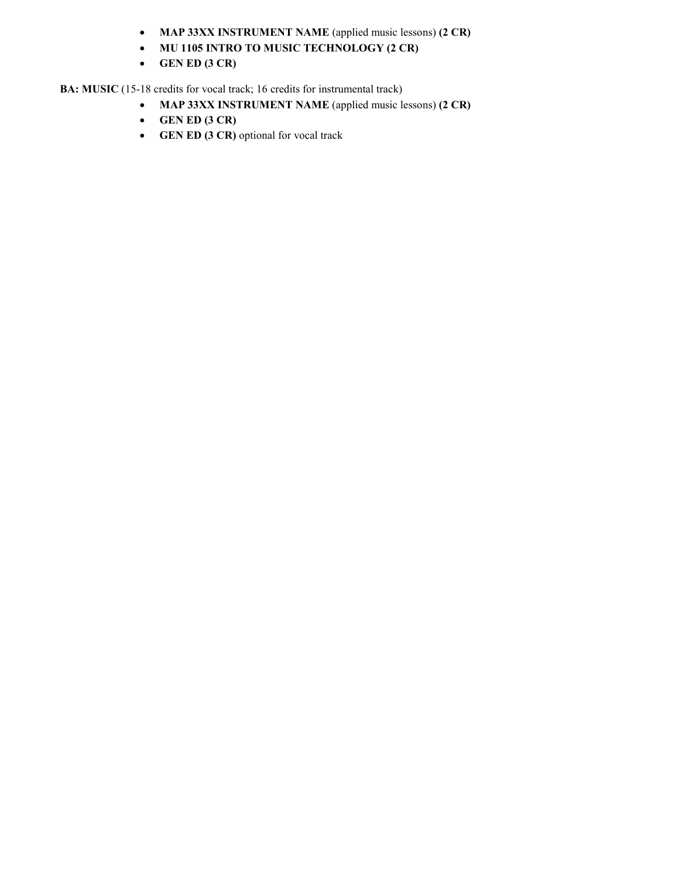- **MAP 33XX INSTRUMENT NAME** (applied music lessons) **(2 CR)**
- **MU 1105 INTRO TO MUSIC TECHNOLOGY (2 CR)**
- **GEN ED (3 CR)**

**BA: MUSIC** (15-18 credits for vocal track; 16 credits for instrumental track)

- **MAP 33XX INSTRUMENT NAME** (applied music lessons) **(2 CR)**
- **GEN ED (3 CR)**
- **GEN ED (3 CR)** optional for vocal track